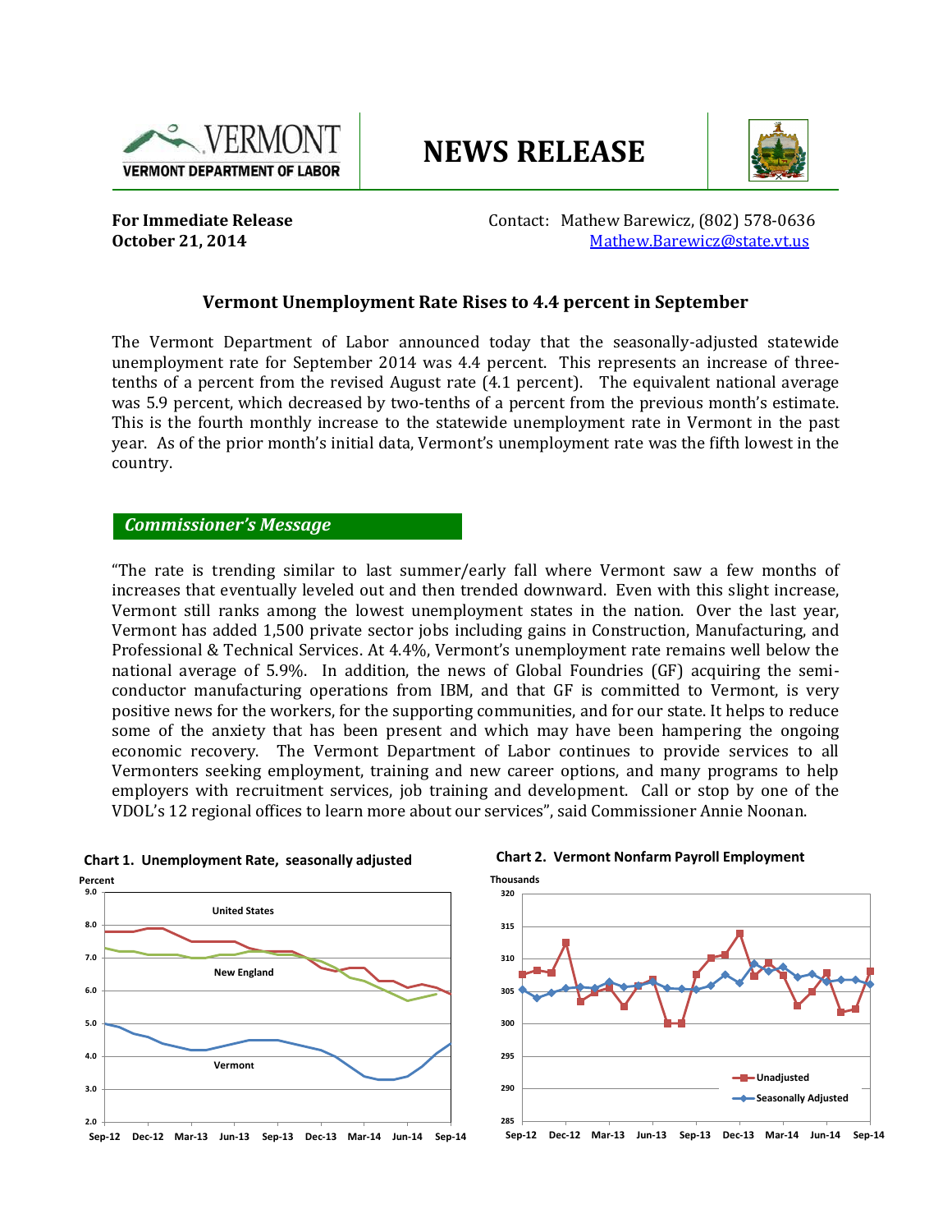VERMONT
VERMONT DEPARTMENT OF LABOR

# NEWS RELEASE

**For Immediate Release**
**October 21, 2014**

Contact: Mathew Barewicz, (802) 578-0636
Mathew.Barewicz@state.vt.us

## Vermont Unemployment Rate Rises to 4.4 percent in September

The Vermont Department of Labor announced today that the seasonally-adjusted statewide unemployment rate for September 2014 was 4.4 percent. This represents an increase of three-tenths of a percent from the revised August rate (4.1 percent). The equivalent national average was 5.9 percent, which decreased by two-tenths of a percent from the previous month's estimate. This is the fourth monthly increase to the statewide unemployment rate in Vermont in the past year. As of the prior month's initial data, Vermont's unemployment rate was the fifth lowest in the country.

### *Commissioner's Message*

"The rate is trending similar to last summer/early fall where Vermont saw a few months of increases that eventually leveled out and then trended downward. Even with this slight increase, Vermont still ranks among the lowest unemployment states in the nation. Over the last year, Vermont has added 1,500 private sector jobs including gains in Construction, Manufacturing, and Professional & Technical Services. At 4.4%, Vermont's unemployment rate remains well below the national average of 5.9%. In addition, the news of Global Foundries (GF) acquiring the semi-conductor manufacturing operations from IBM, and that GF is committed to Vermont, is very positive news for the workers, for the supporting communities, and for our state. It helps to reduce some of the anxiety that has been present and which may have been hampering the ongoing economic recovery. The Vermont Department of Labor continues to provide services to all Vermonters seeking employment, training and new career options, and many programs to help employers with recruitment services, job training and development. Call or stop by one of the VDOL's 12 regional offices to learn more about our services", said Commissioner Annie Noonan.

**Chart 1. Unemployment Rate, seasonally adjusted**

**Chart 2. Vermont Nonfarm Payroll Employment**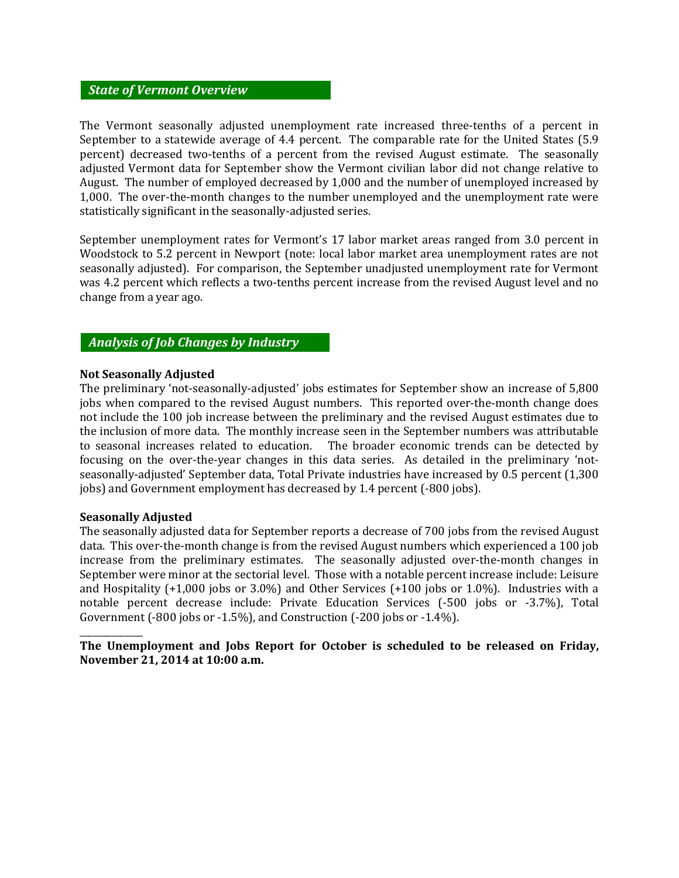## *State of Vermont Overview*

The Vermont seasonally adjusted unemployment rate increased three-tenths of a percent in September to a statewide average of 4.4 percent. The comparable rate for the United States (5.9 percent) decreased two-tenths of a percent from the revised August estimate. The seasonally adjusted Vermont data for September show the Vermont civilian labor did not change relative to August. The number of employed decreased by 1,000 and the number of unemployed increased by 1,000. The over-the-month changes to the number unemployed and the unemployment rate were statistically significant in the seasonally-adjusted series.

September unemployment rates for Vermont's 17 labor market areas ranged from 3.0 percent in Woodstock to 5.2 percent in Newport (note: local labor market area unemployment rates are not seasonally adjusted). For comparison, the September unadjusted unemployment rate for Vermont was 4.2 percent which reflects a two-tenths percent increase from the revised August level and no change from a year ago.

## *Analysis of Job Changes by Industry*

**Not Seasonally Adjusted**

The preliminary 'not-seasonally-adjusted' jobs estimates for September show an increase of 5,800 jobs when compared to the revised August numbers. This reported over-the-month change does not include the 100 job increase between the preliminary and the revised August estimates due to the inclusion of more data. The monthly increase seen in the September numbers was attributable to seasonal increases related to education. The broader economic trends can be detected by focusing on the over-the-year changes in this data series. As detailed in the preliminary 'not-seasonally-adjusted' September data, Total Private industries have increased by 0.5 percent (1,300 jobs) and Government employment has decreased by 1.4 percent (-800 jobs).

**Seasonally Adjusted**

The seasonally adjusted data for September reports a decrease of 700 jobs from the revised August data. This over-the-month change is from the revised August numbers which experienced a 100 job increase from the preliminary estimates. The seasonally adjusted over-the-month changes in September were minor at the sectorial level. Those with a notable percent increase include: Leisure and Hospitality (+1,000 jobs or 3.0%) and Other Services (+100 jobs or 1.0%). Industries with a notable percent decrease include: Private Education Services (-500 jobs or -3.7%), Total Government (-800 jobs or -1.5%), and Construction (-200 jobs or -1.4%).

______________

**The Unemployment and Jobs Report for October is scheduled to be released on Friday, November 21, 2014 at 10:00 a.m.**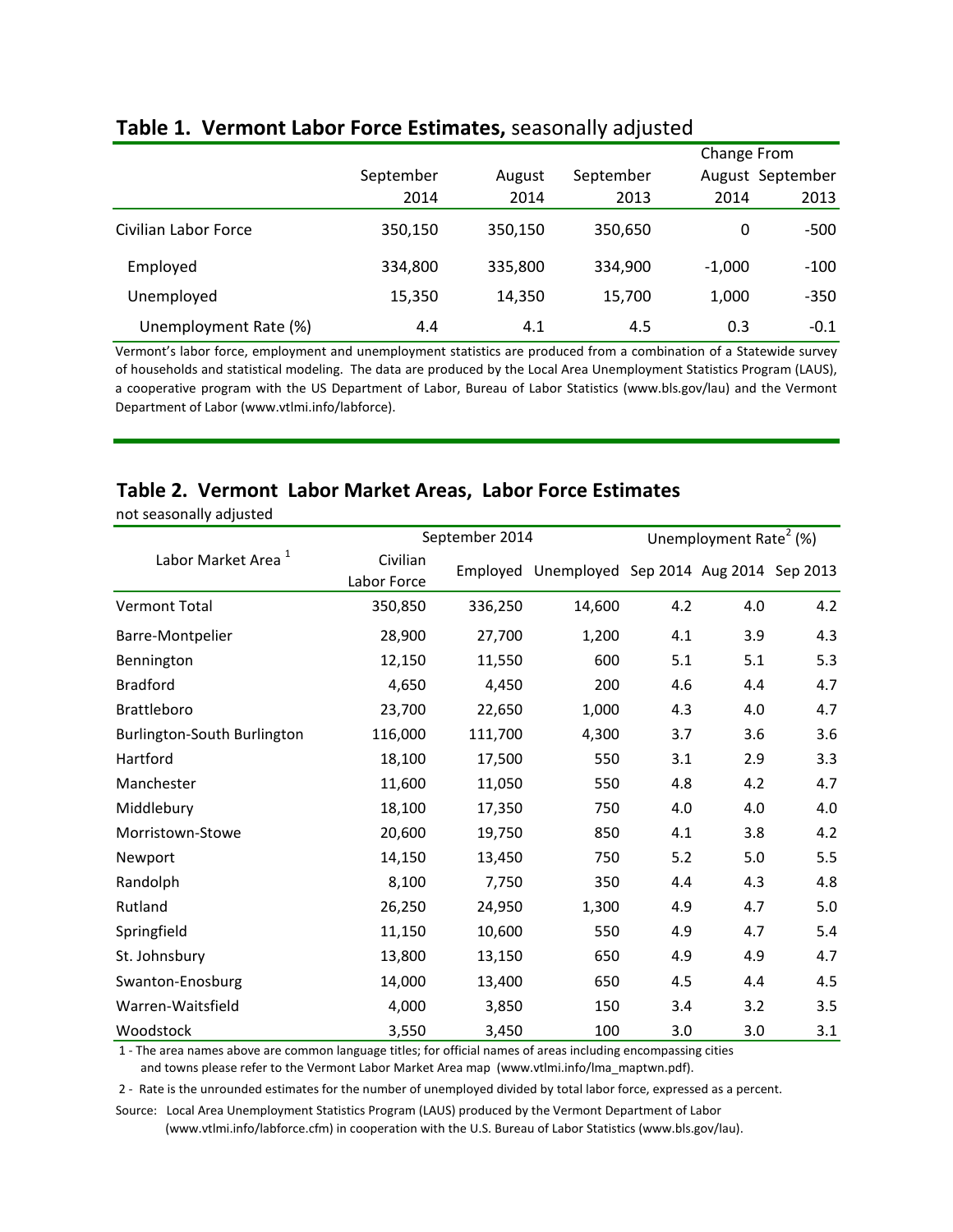## Table 1. Vermont Labor Force Estimates, seasonally adjusted

| | September 2014 | August 2014 | September 2013 | Change From August 2014 | Change From September 2013 |
|---|---|---|---|---|---|
| Civilian Labor Force | 350,150 | 350,150 | 350,650 | 0 | -500 |
| Employed | 334,800 | 335,800 | 334,900 | -1,000 | -100 |
| Unemployed | 15,350 | 14,350 | 15,700 | 1,000 | -350 |
| Unemployment Rate (%) | 4.4 | 4.1 | 4.5 | 0.3 | -0.1 |

Vermont's labor force, employment and unemployment statistics are produced from a combination of a Statewide survey of households and statistical modeling. The data are produced by the Local Area Unemployment Statistics Program (LAUS), a cooperative program with the US Department of Labor, Bureau of Labor Statistics (www.bls.gov/lau) and the Vermont Department of Labor (www.vtlmi.info/labforce).

## Table 2. Vermont Labor Market Areas, Labor Force Estimates

not seasonally adjusted

| Labor Market Area [1] | September 2014 | | | Unemployment Rate [2] (%) | | |
|---|---|---|---|---|---|---|
| | Civilian Labor Force | Employed | Unemployed | Sep 2014 | Aug 2014 | Sep 2013 |
| Vermont Total | 350,850 | 336,250 | 14,600 | 4.2 | 4.0 | 4.2 |
| Barre-Montpelier | 28,900 | 27,700 | 1,200 | 4.1 | 3.9 | 4.3 |
| Bennington | 12,150 | 11,550 | 600 | 5.1 | 5.1 | 5.3 |
| Bradford | 4,650 | 4,450 | 200 | 4.6 | 4.4 | 4.7 |
| Brattleboro | 23,700 | 22,650 | 1,000 | 4.3 | 4.0 | 4.7 |
| Burlington-South Burlington | 116,000 | 111,700 | 4,300 | 3.7 | 3.6 | 3.6 |
| Hartford | 18,100 | 17,500 | 550 | 3.1 | 2.9 | 3.3 |
| Manchester | 11,600 | 11,050 | 550 | 4.8 | 4.2 | 4.7 |
| Middlebury | 18,100 | 17,350 | 750 | 4.0 | 4.0 | 4.0 |
| Morristown-Stowe | 20,600 | 19,750 | 850 | 4.1 | 3.8 | 4.2 |
| Newport | 14,150 | 13,450 | 750 | 5.2 | 5.0 | 5.5 |
| Randolph | 8,100 | 7,750 | 350 | 4.4 | 4.3 | 4.8 |
| Rutland | 26,250 | 24,950 | 1,300 | 4.9 | 4.7 | 5.0 |
| Springfield | 11,150 | 10,600 | 550 | 4.9 | 4.7 | 5.4 |
| St. Johnsbury | 13,800 | 13,150 | 650 | 4.9 | 4.9 | 4.7 |
| Swanton-Enosburg | 14,000 | 13,400 | 650 | 4.5 | 4.4 | 4.5 |
| Warren-Waitsfield | 4,000 | 3,850 | 150 | 3.4 | 3.2 | 3.5 |
| Woodstock | 3,550 | 3,450 | 100 | 3.0 | 3.0 | 3.1 |

1 - The area names above are common language titles; for official names of areas including encompassing cities and towns please refer to the Vermont Labor Market Area map (www.vtlmi.info/lma_maptwn.pdf).

2 - Rate is the unrounded estimates for the number of unemployed divided by total labor force, expressed as a percent.

Source: Local Area Unemployment Statistics Program (LAUS) produced by the Vermont Department of Labor (www.vtlmi.info/labforce.cfm) in cooperation with the U.S. Bureau of Labor Statistics (www.bls.gov/lau).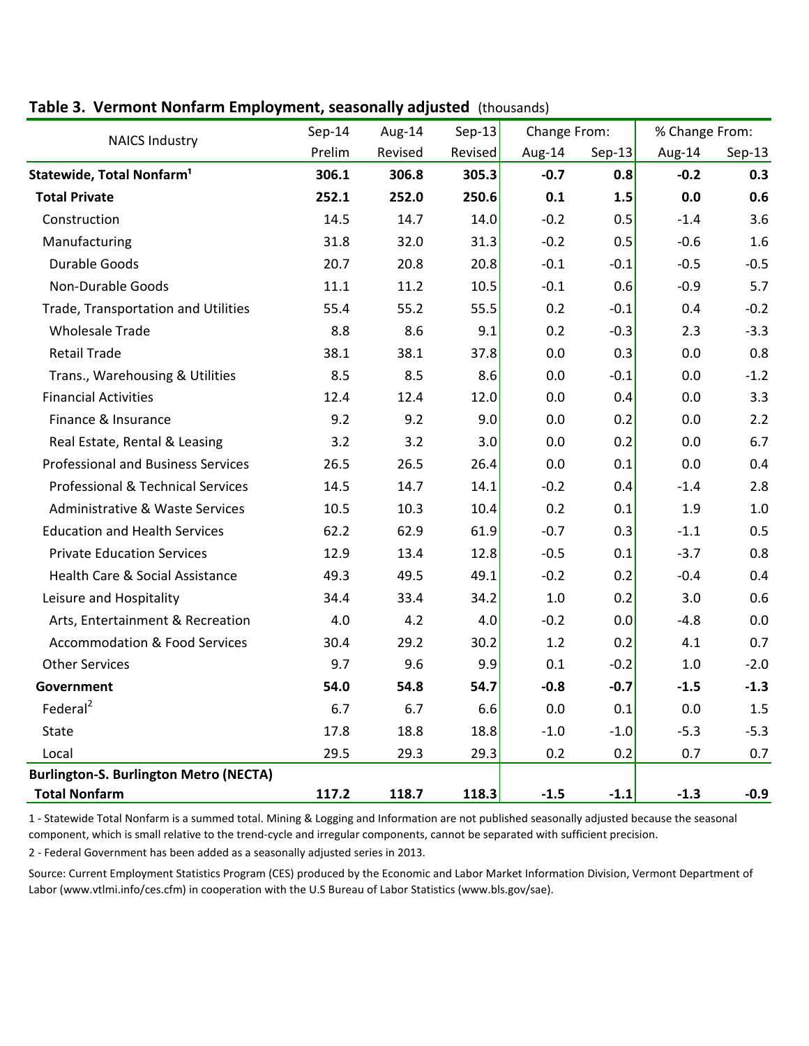## Table 3. Vermont Nonfarm Employment, seasonally adjusted (thousands)

| NAICS Industry | Sep-14 | Aug-14 | Sep-13 | Change From: | | % Change From: | |
|---|---|---|---|---|---|---|---|
| | Prelim | Revised | Revised | Aug-14 | Sep-13 | Aug-14 | Sep-13 |
| **Statewide, Total Nonfarm[1]** | **306.1** | **306.8** | **305.3** | **-0.7** | **0.8** | **-0.2** | **0.3** |
| **Total Private** | **252.1** | **252.0** | **250.6** | **0.1** | **1.5** | **0.0** | **0.6** |
| Construction | 14.5 | 14.7 | 14.0 | -0.2 | 0.5 | -1.4 | 3.6 |
| Manufacturing | 31.8 | 32.0 | 31.3 | -0.2 | 0.5 | -0.6 | 1.6 |
| Durable Goods | 20.7 | 20.8 | 20.8 | -0.1 | -0.1 | -0.5 | -0.5 |
| Non-Durable Goods | 11.1 | 11.2 | 10.5 | -0.1 | 0.6 | -0.9 | 5.7 |
| Trade, Transportation and Utilities | 55.4 | 55.2 | 55.5 | 0.2 | -0.1 | 0.4 | -0.2 |
| Wholesale Trade | 8.8 | 8.6 | 9.1 | 0.2 | -0.3 | 2.3 | -3.3 |
| Retail Trade | 38.1 | 38.1 | 37.8 | 0.0 | 0.3 | 0.0 | 0.8 |
| Trans., Warehousing & Utilities | 8.5 | 8.5 | 8.6 | 0.0 | -0.1 | 0.0 | -1.2 |
| Financial Activities | 12.4 | 12.4 | 12.0 | 0.0 | 0.4 | 0.0 | 3.3 |
| Finance & Insurance | 9.2 | 9.2 | 9.0 | 0.0 | 0.2 | 0.0 | 2.2 |
| Real Estate, Rental & Leasing | 3.2 | 3.2 | 3.0 | 0.0 | 0.2 | 0.0 | 6.7 |
| Professional and Business Services | 26.5 | 26.5 | 26.4 | 0.0 | 0.1 | 0.0 | 0.4 |
| Professional & Technical Services | 14.5 | 14.7 | 14.1 | -0.2 | 0.4 | -1.4 | 2.8 |
| Administrative & Waste Services | 10.5 | 10.3 | 10.4 | 0.2 | 0.1 | 1.9 | 1.0 |
| Education and Health Services | 62.2 | 62.9 | 61.9 | -0.7 | 0.3 | -1.1 | 0.5 |
| Private Education Services | 12.9 | 13.4 | 12.8 | -0.5 | 0.1 | -3.7 | 0.8 |
| Health Care & Social Assistance | 49.3 | 49.5 | 49.1 | -0.2 | 0.2 | -0.4 | 0.4 |
| Leisure and Hospitality | 34.4 | 33.4 | 34.2 | 1.0 | 0.2 | 3.0 | 0.6 |
| Arts, Entertainment & Recreation | 4.0 | 4.2 | 4.0 | -0.2 | 0.0 | -4.8 | 0.0 |
| Accommodation & Food Services | 30.4 | 29.2 | 30.2 | 1.2 | 0.2 | 4.1 | 0.7 |
| Other Services | 9.7 | 9.6 | 9.9 | 0.1 | -0.2 | 1.0 | -2.0 |
| **Government** | **54.0** | **54.8** | **54.7** | **-0.8** | **-0.7** | **-1.5** | **-1.3** |
| Federal[2] | 6.7 | 6.7 | 6.6 | 0.0 | 0.1 | 0.0 | 1.5 |
| State | 17.8 | 18.8 | 18.8 | -1.0 | -1.0 | -5.3 | -5.3 |
| Local | 29.5 | 29.3 | 29.3 | 0.2 | 0.2 | 0.7 | 0.7 |
| **Burlington-S. Burlington Metro (NECTA)** | | | | | | | |
| **Total Nonfarm** | **117.2** | **118.7** | **118.3** | **-1.5** | **-1.1** | **-1.3** | **-0.9** |

1 - Statewide Total Nonfarm is a summed total. Mining & Logging and Information are not published seasonally adjusted because the seasonal component, which is small relative to the trend-cycle and irregular components, cannot be separated with sufficient precision.

2 - Federal Government has been added as a seasonally adjusted series in 2013.

Source: Current Employment Statistics Program (CES) produced by the Economic and Labor Market Information Division, Vermont Department of Labor (www.vtlmi.info/ces.cfm) in cooperation with the U.S Bureau of Labor Statistics (www.bls.gov/sae).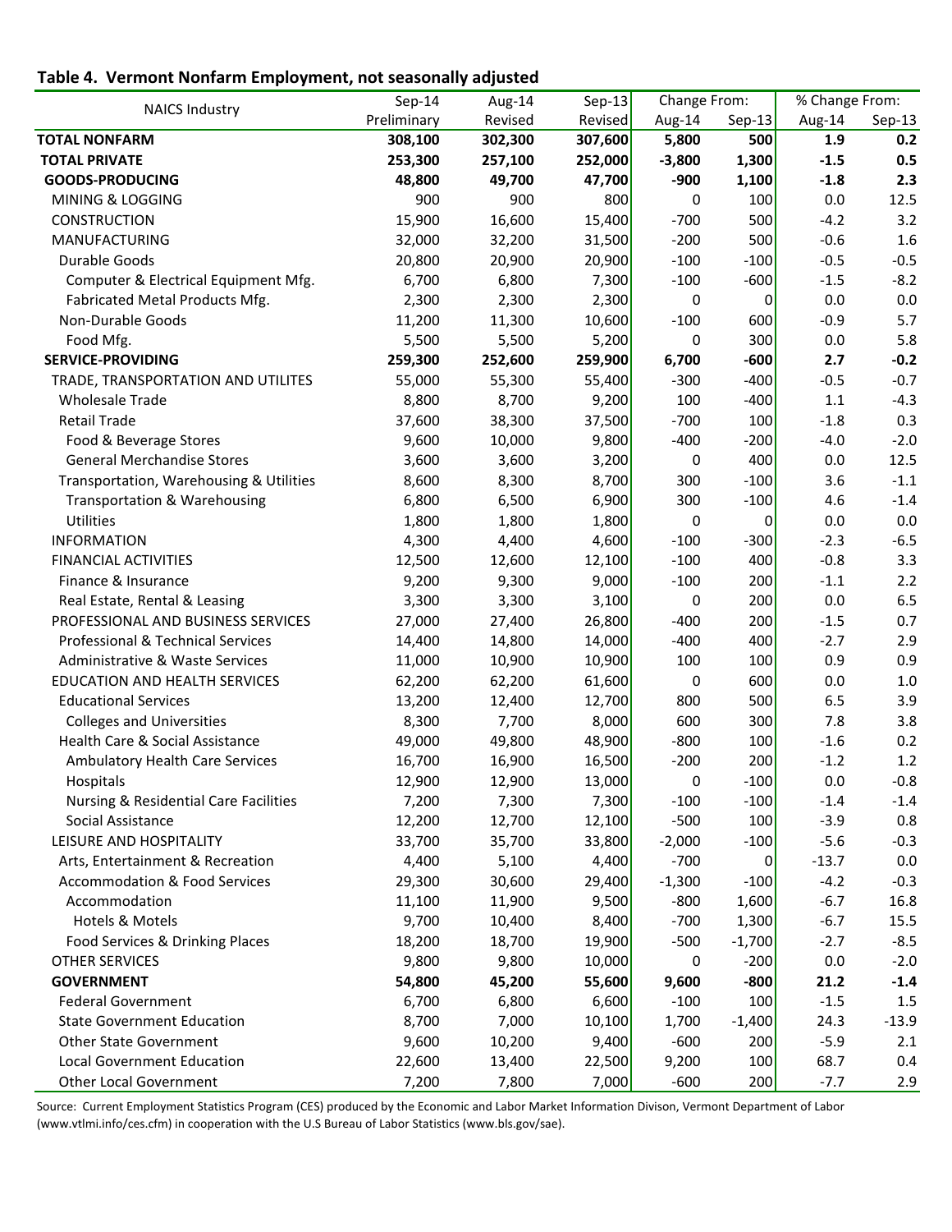## Table 4. Vermont Nonfarm Employment, not seasonally adjusted

| NAICS Industry | Sep-14 | Aug-14 | Sep-13 | Change From: | | % Change From: | |
|---|---|---|---|---|---|---|---|
| | Preliminary | Revised | Revised | Aug-14 | Sep-13 | Aug-14 | Sep-13 |
| **TOTAL NONFARM** | **308,100** | **302,300** | **307,600** | **5,800** | **500** | **1.9** | **0.2** |
| **TOTAL PRIVATE** | **253,300** | **257,100** | **252,000** | **-3,800** | **1,300** | **-1.5** | **0.5** |
| **GOODS-PRODUCING** | **48,800** | **49,700** | **47,700** | **-900** | **1,100** | **-1.8** | **2.3** |
| MINING & LOGGING | 900 | 900 | 800 | 0 | 100 | 0.0 | 12.5 |
| CONSTRUCTION | 15,900 | 16,600 | 15,400 | -700 | 500 | -4.2 | 3.2 |
| MANUFACTURING | 32,000 | 32,200 | 31,500 | -200 | 500 | -0.6 | 1.6 |
| Durable Goods | 20,800 | 20,900 | 20,900 | -100 | -100 | -0.5 | -0.5 |
| Computer & Electrical Equipment Mfg. | 6,700 | 6,800 | 7,300 | -100 | -600 | -1.5 | -8.2 |
| Fabricated Metal Products Mfg. | 2,300 | 2,300 | 2,300 | 0 | 0 | 0.0 | 0.0 |
| Non-Durable Goods | 11,200 | 11,300 | 10,600 | -100 | 600 | -0.9 | 5.7 |
| Food Mfg. | 5,500 | 5,500 | 5,200 | 0 | 300 | 0.0 | 5.8 |
| **SERVICE-PROVIDING** | **259,300** | **252,600** | **259,900** | **6,700** | **-600** | **2.7** | **-0.2** |
| TRADE, TRANSPORTATION AND UTILITES | 55,000 | 55,300 | 55,400 | -300 | -400 | -0.5 | -0.7 |
| Wholesale Trade | 8,800 | 8,700 | 9,200 | 100 | -400 | 1.1 | -4.3 |
| Retail Trade | 37,600 | 38,300 | 37,500 | -700 | 100 | -1.8 | 0.3 |
| Food & Beverage Stores | 9,600 | 10,000 | 9,800 | -400 | -200 | -4.0 | -2.0 |
| General Merchandise Stores | 3,600 | 3,600 | 3,200 | 0 | 400 | 0.0 | 12.5 |
| Transportation, Warehousing & Utilities | 8,600 | 8,300 | 8,700 | 300 | -100 | 3.6 | -1.1 |
| Transportation & Warehousing | 6,800 | 6,500 | 6,900 | 300 | -100 | 4.6 | -1.4 |
| Utilities | 1,800 | 1,800 | 1,800 | 0 | 0 | 0.0 | 0.0 |
| INFORMATION | 4,300 | 4,400 | 4,600 | -100 | -300 | -2.3 | -6.5 |
| FINANCIAL ACTIVITIES | 12,500 | 12,600 | 12,100 | -100 | 400 | -0.8 | 3.3 |
| Finance & Insurance | 9,200 | 9,300 | 9,000 | -100 | 200 | -1.1 | 2.2 |
| Real Estate, Rental & Leasing | 3,300 | 3,300 | 3,100 | 0 | 200 | 0.0 | 6.5 |
| PROFESSIONAL AND BUSINESS SERVICES | 27,000 | 27,400 | 26,800 | -400 | 200 | -1.5 | 0.7 |
| Professional & Technical Services | 14,400 | 14,800 | 14,000 | -400 | 400 | -2.7 | 2.9 |
| Administrative & Waste Services | 11,000 | 10,900 | 10,900 | 100 | 100 | 0.9 | 0.9 |
| EDUCATION AND HEALTH SERVICES | 62,200 | 62,200 | 61,600 | 0 | 600 | 0.0 | 1.0 |
| Educational Services | 13,200 | 12,400 | 12,700 | 800 | 500 | 6.5 | 3.9 |
| Colleges and Universities | 8,300 | 7,700 | 8,000 | 600 | 300 | 7.8 | 3.8 |
| Health Care & Social Assistance | 49,000 | 49,800 | 48,900 | -800 | 100 | -1.6 | 0.2 |
| Ambulatory Health Care Services | 16,700 | 16,900 | 16,500 | -200 | 200 | -1.2 | 1.2 |
| Hospitals | 12,900 | 12,900 | 13,000 | 0 | -100 | 0.0 | -0.8 |
| Nursing & Residential Care Facilities | 7,200 | 7,300 | 7,300 | -100 | -100 | -1.4 | -1.4 |
| Social Assistance | 12,200 | 12,700 | 12,100 | -500 | 100 | -3.9 | 0.8 |
| LEISURE AND HOSPITALITY | 33,700 | 35,700 | 33,800 | -2,000 | -100 | -5.6 | -0.3 |
| Arts, Entertainment & Recreation | 4,400 | 5,100 | 4,400 | -700 | 0 | -13.7 | 0.0 |
| Accommodation & Food Services | 29,300 | 30,600 | 29,400 | -1,300 | -100 | -4.2 | -0.3 |
| Accommodation | 11,100 | 11,900 | 9,500 | -800 | 1,600 | -6.7 | 16.8 |
| Hotels & Motels | 9,700 | 10,400 | 8,400 | -700 | 1,300 | -6.7 | 15.5 |
| Food Services & Drinking Places | 18,200 | 18,700 | 19,900 | -500 | -1,700 | -2.7 | -8.5 |
| OTHER SERVICES | 9,800 | 9,800 | 10,000 | 0 | -200 | 0.0 | -2.0 |
| **GOVERNMENT** | **54,800** | **45,200** | **55,600** | **9,600** | **-800** | **21.2** | **-1.4** |
| Federal Government | 6,700 | 6,800 | 6,600 | -100 | 100 | -1.5 | 1.5 |
| State Government Education | 8,700 | 7,000 | 10,100 | 1,700 | -1,400 | 24.3 | -13.9 |
| Other State Government | 9,600 | 10,200 | 9,400 | -600 | 200 | -5.9 | 2.1 |
| Local Government Education | 22,600 | 13,400 | 22,500 | 9,200 | 100 | 68.7 | 0.4 |
| Other Local Government | 7,200 | 7,800 | 7,000 | -600 | 200 | -7.7 | 2.9 |

Source: Current Employment Statistics Program (CES) produced by the Economic and Labor Market Information Divison, Vermont Department of Labor (www.vtlmi.info/ces.cfm) in cooperation with the U.S Bureau of Labor Statistics (www.bls.gov/sae).